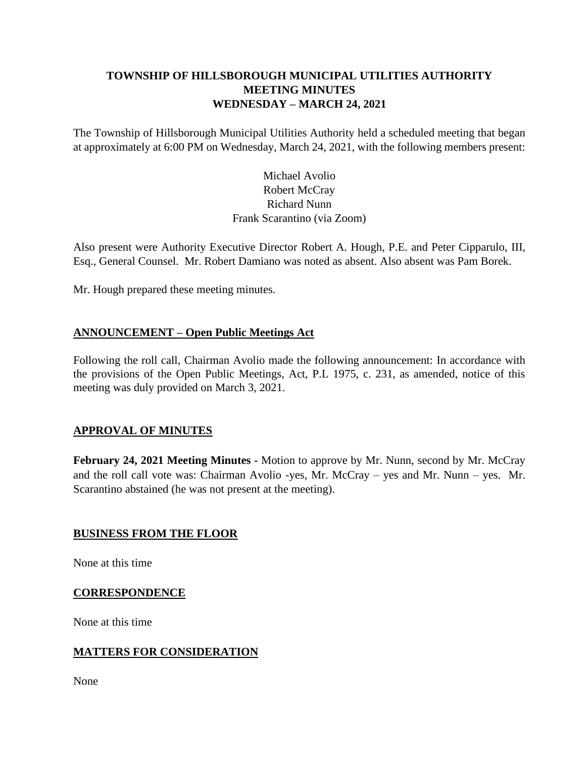# TOWNSHIP OF HILLSBOROUGH MUNICIPAL UTILITIES AUTHORITY
## MEETING MINUTES
## WEDNESDAY – MARCH 24, 2021

The Township of Hillsborough Municipal Utilities Authority held a scheduled meeting that began at approximately at 6:00 PM on Wednesday, March 24, 2021, with the following members present:

Michael Avolio
Robert McCray
Richard Nunn
Frank Scarantino (via Zoom)

Also present were Authority Executive Director Robert A. Hough, P.E. and Peter Cipparulo, III, Esq., General Counsel. Mr. Robert Damiano was noted as absent. Also absent was Pam Borek.

Mr. Hough prepared these meeting minutes.

## ANNOUNCEMENT – Open Public Meetings Act

Following the roll call, Chairman Avolio made the following announcement: In accordance with the provisions of the Open Public Meetings, Act, P.L 1975, c. 231, as amended, notice of this meeting was duly provided on March 3, 2021.

## APPROVAL OF MINUTES

**February 24, 2021 Meeting Minutes -** Motion to approve by Mr. Nunn, second by Mr. McCray and the roll call vote was: Chairman Avolio -yes, Mr. McCray – yes and Mr. Nunn – yes. Mr. Scarantino abstained (he was not present at the meeting).

## BUSINESS FROM THE FLOOR

None at this time

## CORRESPONDENCE

None at this time

## MATTERS FOR CONSIDERATION

None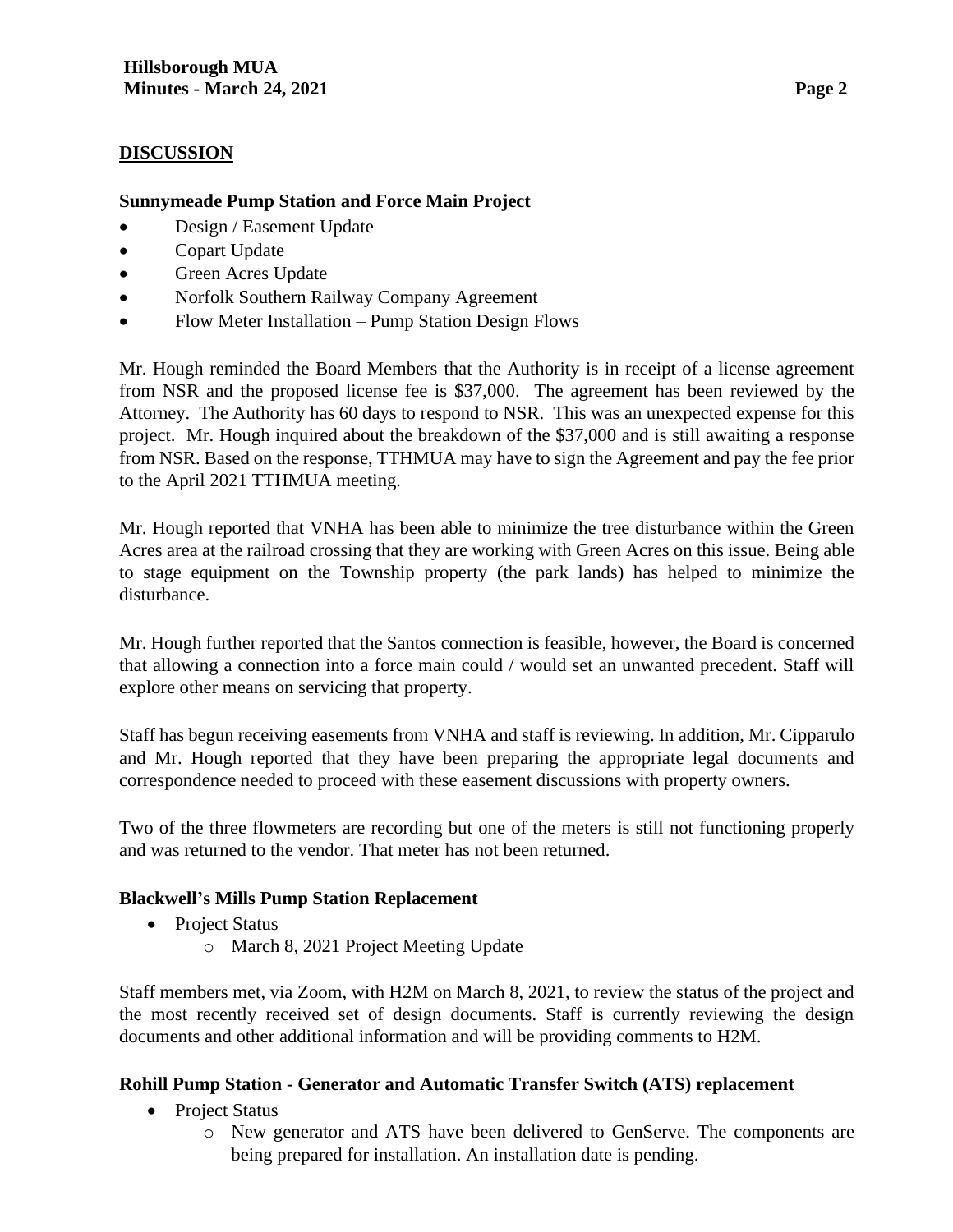## DISCUSSION

### Sunnymeade Pump Station and Force Main Project

- Design / Easement Update
- Copart Update
- Green Acres Update
- Norfolk Southern Railway Company Agreement
- Flow Meter Installation – Pump Station Design Flows

Mr. Hough reminded the Board Members that the Authority is in receipt of a license agreement from NSR and the proposed license fee is $37,000. The agreement has been reviewed by the Attorney. The Authority has 60 days to respond to NSR. This was an unexpected expense for this project. Mr. Hough inquired about the breakdown of the $37,000 and is still awaiting a response from NSR. Based on the response, TTHMUA may have to sign the Agreement and pay the fee prior to the April 2021 TTHMUA meeting.

Mr. Hough reported that VNHA has been able to minimize the tree disturbance within the Green Acres area at the railroad crossing that they are working with Green Acres on this issue. Being able to stage equipment on the Township property (the park lands) has helped to minimize the disturbance.

Mr. Hough further reported that the Santos connection is feasible, however, the Board is concerned that allowing a connection into a force main could / would set an unwanted precedent. Staff will explore other means on servicing that property.

Staff has begun receiving easements from VNHA and staff is reviewing. In addition, Mr. Cipparulo and Mr. Hough reported that they have been preparing the appropriate legal documents and correspondence needed to proceed with these easement discussions with property owners.

Two of the three flowmeters are recording but one of the meters is still not functioning properly and was returned to the vendor. That meter has not been returned.

### Blackwell's Mills Pump Station Replacement

- Project Status
  - March 8, 2021 Project Meeting Update

Staff members met, via Zoom, with H2M on March 8, 2021, to review the status of the project and the most recently received set of design documents. Staff is currently reviewing the design documents and other additional information and will be providing comments to H2M.

### Rohill Pump Station - Generator and Automatic Transfer Switch (ATS) replacement

- Project Status
  - New generator and ATS have been delivered to GenServe. The components are being prepared for installation. An installation date is pending.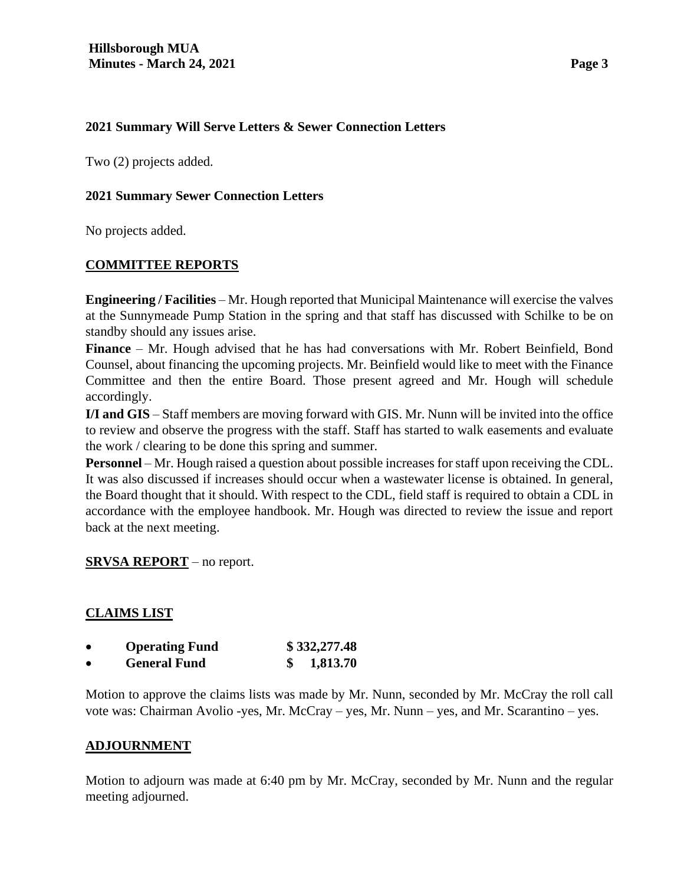### 2021 Summary Will Serve Letters & Sewer Connection Letters

Two (2) projects added.

### 2021 Summary Sewer Connection Letters

No projects added.

## COMMITTEE REPORTS

**Engineering / Facilities** – Mr. Hough reported that Municipal Maintenance will exercise the valves at the Sunnymeade Pump Station in the spring and that staff has discussed with Schilke to be on standby should any issues arise.

**Finance** – Mr. Hough advised that he has had conversations with Mr. Robert Beinfield, Bond Counsel, about financing the upcoming projects. Mr. Beinfield would like to meet with the Finance Committee and then the entire Board. Those present agreed and Mr. Hough will schedule accordingly.

**I/I and GIS** – Staff members are moving forward with GIS. Mr. Nunn will be invited into the office to review and observe the progress with the staff. Staff has started to walk easements and evaluate the work / clearing to be done this spring and summer.

**Personnel** – Mr. Hough raised a question about possible increases for staff upon receiving the CDL. It was also discussed if increases should occur when a wastewater license is obtained. In general, the Board thought that it should. With respect to the CDL, field staff is required to obtain a CDL in accordance with the employee handbook. Mr. Hough was directed to review the issue and report back at the next meeting.

**SRVSA REPORT** – no report.

## CLAIMS LIST

- **Operating Fund** **$ 332,277.48**
- **General Fund** **$ 1,813.70**

Motion to approve the claims lists was made by Mr. Nunn, seconded by Mr. McCray the roll call vote was: Chairman Avolio -yes, Mr. McCray – yes, Mr. Nunn – yes, and Mr. Scarantino – yes.

## ADJOURNMENT

Motion to adjourn was made at 6:40 pm by Mr. McCray, seconded by Mr. Nunn and the regular meeting adjourned.